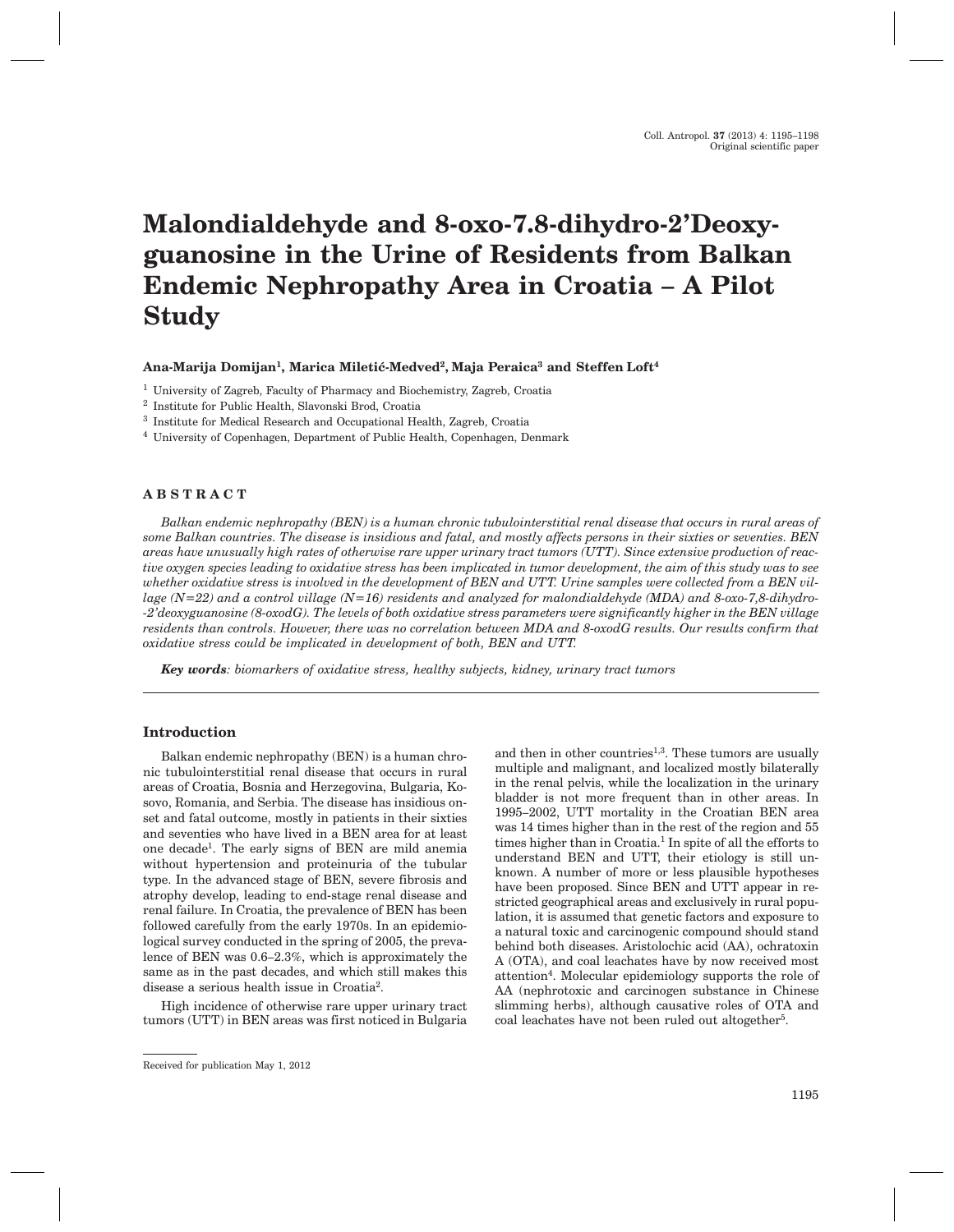# Malondialdehyde and 8-oxo-7.8-dihydro-2'Deoxyguanosine in the Urine of Residents from Balkan Endemic Nephropathy Area in Croatia – A Pilot Study

**Ana-Marija Domijan[1], Marica Miletić-Medved[2], Maja Peraica[3] and Steffen Loft[4]**

[1] University of Zagreb, Faculty of Pharmacy and Biochemistry, Zagreb, Croatia

[2] Institute for Public Health, Slavonski Brod, Croatia

[3] Institute for Medical Research and Occupational Health, Zagreb, Croatia

[4] University of Copenhagen, Department of Public Health, Copenhagen, Denmark

## ABSTRACT

*Balkan endemic nephropathy (BEN) is a human chronic tubulointerstitial renal disease that occurs in rural areas of some Balkan countries. The disease is insidious and fatal, and mostly affects persons in their sixties or seventies. BEN areas have unusually high rates of otherwise rare upper urinary tract tumors (UTT). Since extensive production of reactive oxygen species leading to oxidative stress has been implicated in tumor development, the aim of this study was to see whether oxidative stress is involved in the development of BEN and UTT. Urine samples were collected from a BEN village (N=22) and a control village (N=16) residents and analyzed for malondialdehyde (MDA) and 8-oxo-7,8-dihydro-2'deoxyguanosine (8-oxodG). The levels of both oxidative stress parameters were significantly higher in the BEN village residents than controls. However, there was no correlation between MDA and 8-oxodG results. Our results confirm that oxidative stress could be implicated in development of both, BEN and UTT.*

***Key words****: biomarkers of oxidative stress, healthy subjects, kidney, urinary tract tumors*

## Introduction

Balkan endemic nephropathy (BEN) is a human chronic tubulointerstitial renal disease that occurs in rural areas of Croatia, Bosnia and Herzegovina, Bulgaria, Kosovo, Romania, and Serbia. The disease has insidious onset and fatal outcome, mostly in patients in their sixties and seventies who have lived in a BEN area for at least one decade[1]. The early signs of BEN are mild anemia without hypertension and proteinuria of the tubular type. In the advanced stage of BEN, severe fibrosis and atrophy develop, leading to end-stage renal disease and renal failure. In Croatia, the prevalence of BEN has been followed carefully from the early 1970s. In an epidemiological survey conducted in the spring of 2005, the prevalence of BEN was 0.6–2.3%, which is approximately the same as in the past decades, and which still makes this disease a serious health issue in Croatia[2].

High incidence of otherwise rare upper urinary tract tumors (UTT) in BEN areas was first noticed in Bulgaria and then in other countries[1,3]. These tumors are usually multiple and malignant, and localized mostly bilaterally in the renal pelvis, while the localization in the urinary bladder is not more frequent than in other areas. In 1995–2002, UTT mortality in the Croatian BEN area was 14 times higher than in the rest of the region and 55 times higher than in Croatia.[1] In spite of all the efforts to understand BEN and UTT, their etiology is still unknown. A number of more or less plausible hypotheses have been proposed. Since BEN and UTT appear in restricted geographical areas and exclusively in rural population, it is assumed that genetic factors and exposure to a natural toxic and carcinogenic compound should stand behind both diseases. Aristolochic acid (AA), ochratoxin A (OTA), and coal leachates have by now received most attention[4]. Molecular epidemiology supports the role of AA (nephrotoxic and carcinogen substance in Chinese slimming herbs), although causative roles of OTA and coal leachates have not been ruled out altogether[5].

Received for publication May 1, 2012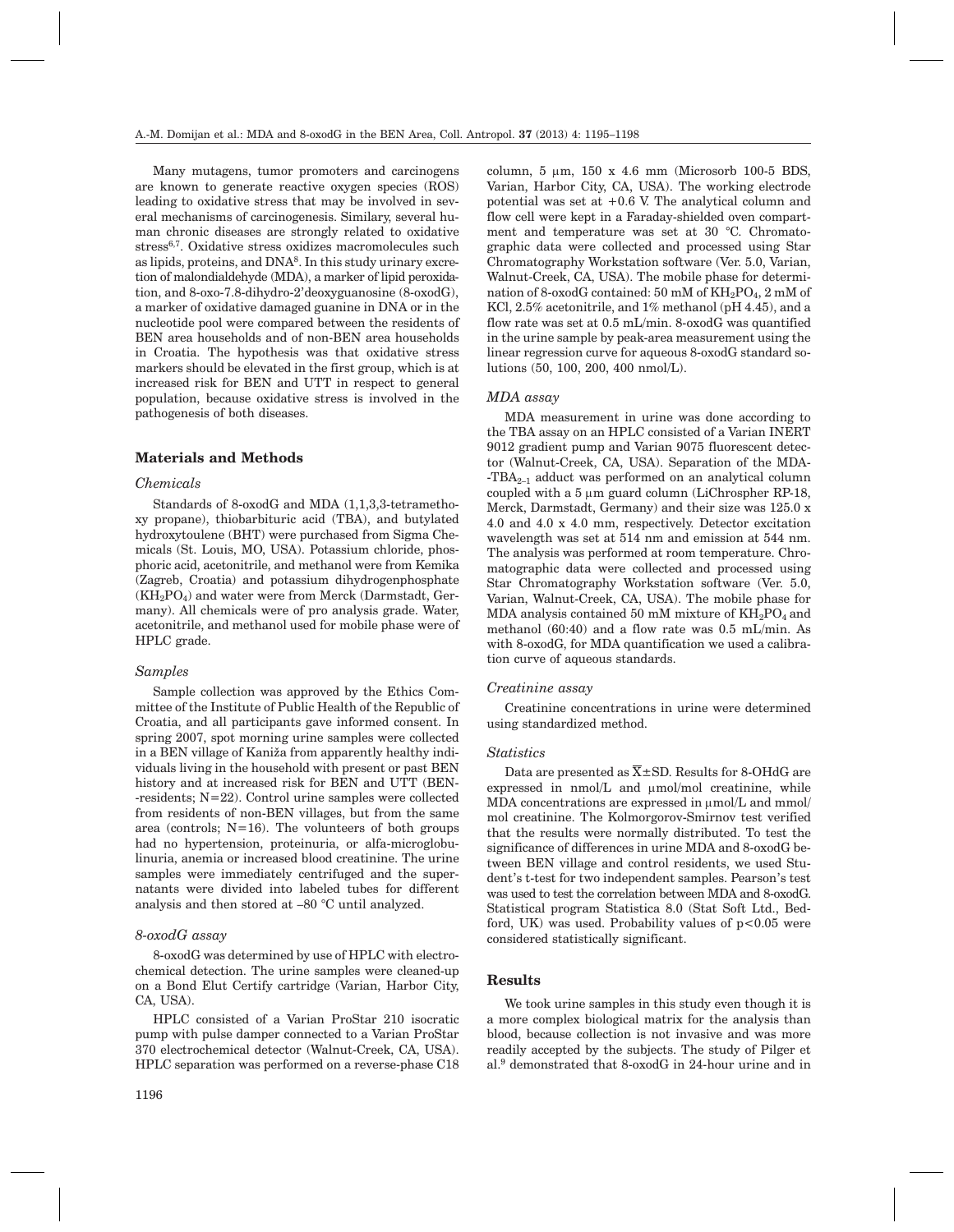Many mutagens, tumor promoters and carcinogens are known to generate reactive oxygen species (ROS) leading to oxidative stress that may be involved in several mechanisms of carcinogenesis. Similary, several human chronic diseases are strongly related to oxidative stress[6,7]. Oxidative stress oxidizes macromolecules such as lipids, proteins, and DNA[8]. In this study urinary excretion of malondialdehyde (MDA), a marker of lipid peroxidation, and 8-oxo-7.8-dihydro-2'deoxyguanosine (8-oxodG), a marker of oxidative damaged guanine in DNA or in the nucleotide pool were compared between the residents of BEN area households and of non-BEN area households in Croatia. The hypothesis was that oxidative stress markers should be elevated in the first group, which is at increased risk for BEN and UTT in respect to general population, because oxidative stress is involved in the pathogenesis of both diseases.

## Materials and Methods

### *Chemicals*

Standards of 8-oxodG and MDA (1,1,3,3-tetramethoxy propane), thiobarbituric acid (TBA), and butylated hydroxytoulene (BHT) were purchased from Sigma Chemicals (St. Louis, MO, USA). Potassium chloride, phosphoric acid, acetonitrile, and methanol were from Kemika (Zagreb, Croatia) and potassium dihydrogenphosphate ($KH_2PO_4$) and water were from Merck (Darmstadt, Germany). All chemicals were of pro analysis grade. Water, acetonitrile, and methanol used for mobile phase were of HPLC grade.

### *Samples*

Sample collection was approved by the Ethics Committee of the Institute of Public Health of the Republic of Croatia, and all participants gave informed consent. In spring 2007, spot morning urine samples were collected in a BEN village of Kaniža from apparently healthy individuals living in the household with present or past BEN history and at increased risk for BEN and UTT (BEN-residents; N=22). Control urine samples were collected from residents of non-BEN villages, but from the same area (controls; N=16). The volunteers of both groups had no hypertension, proteinuria, or alfa-microglobulinuria, anemia or increased blood creatinine. The urine samples were immediately centrifuged and the supernatants were divided into labeled tubes for different analysis and then stored at –80 °C until analyzed.

### *8-oxodG assay*

8-oxodG was determined by use of HPLC with electrochemical detection. The urine samples were cleaned-up on a Bond Elut Certify cartridge (Varian, Harbor City, CA, USA).

HPLC consisted of a Varian ProStar 210 isocratic pump with pulse damper connected to a Varian ProStar 370 electrochemical detector (Walnut-Creek, CA, USA). HPLC separation was performed on a reverse-phase C18 column, 5 μm, 150 x 4.6 mm (Microsorb 100-5 BDS, Varian, Harbor City, CA, USA). The working electrode potential was set at +0.6 V. The analytical column and flow cell were kept in a Faraday-shielded oven compartment and temperature was set at 30 °C. Chromatographic data were collected and processed using Star Chromatography Workstation software (Ver. 5.0, Varian, Walnut-Creek, CA, USA). The mobile phase for determination of 8-oxodG contained: 50 mM of $KH_2PO_4$, 2 mM of KCl, 2.5% acetonitrile, and 1% methanol (pH 4.45), and a flow rate was set at 0.5 mL/min. 8-oxodG was quantified in the urine sample by peak-area measurement using the linear regression curve for aqueous 8-oxodG standard solutions (50, 100, 200, 400 nmol/L).

### *MDA assay*

MDA measurement in urine was done according to the TBA assay on an HPLC consisted of a Varian INERT 9012 gradient pump and Varian 9075 fluorescent detector (Walnut-Creek, CA, USA). Separation of the MDA-$TBA_{2-1}$ adduct was performed on an analytical column coupled with a 5 μm guard column (LiChrospher RP-18, Merck, Darmstadt, Germany) and their size was 125.0 x 4.0 and 4.0 x 4.0 mm, respectively. Detector excitation wavelength was set at 514 nm and emission at 544 nm. The analysis was performed at room temperature. Chromatographic data were collected and processed using Star Chromatography Workstation software (Ver. 5.0, Varian, Walnut-Creek, CA, USA). The mobile phase for MDA analysis contained 50 mM mixture of $KH_2PO_4$ and methanol (60:40) and a flow rate was 0.5 mL/min. As with 8-oxodG, for MDA quantification we used a calibration curve of aqueous standards.

### *Creatinine assay*

Creatinine concentrations in urine were determined using standardized method.

### *Statistics*

Data are presented as $\overline{X}\pm SD$. Results for 8-OHdG are expressed in nmol/L and μmol/mol creatinine, while MDA concentrations are expressed in μmol/L and mmol/mol creatinine. The Kolmorgorov-Smirnov test verified that the results were normally distributed. To test the significance of differences in urine MDA and 8-oxodG between BEN village and control residents, we used Student's t-test for two independent samples. Pearson's test was used to test the correlation between MDA and 8-oxodG. Statistical program Statistica 8.0 (Stat Soft Ltd., Bedford, UK) was used. Probability values of $p<0.05$ were considered statistically significant.

## Results

We took urine samples in this study even though it is a more complex biological matrix for the analysis than blood, because collection is not invasive and was more readily accepted by the subjects. The study of Pilger et al.[9] demonstrated that 8-oxodG in 24-hour urine and in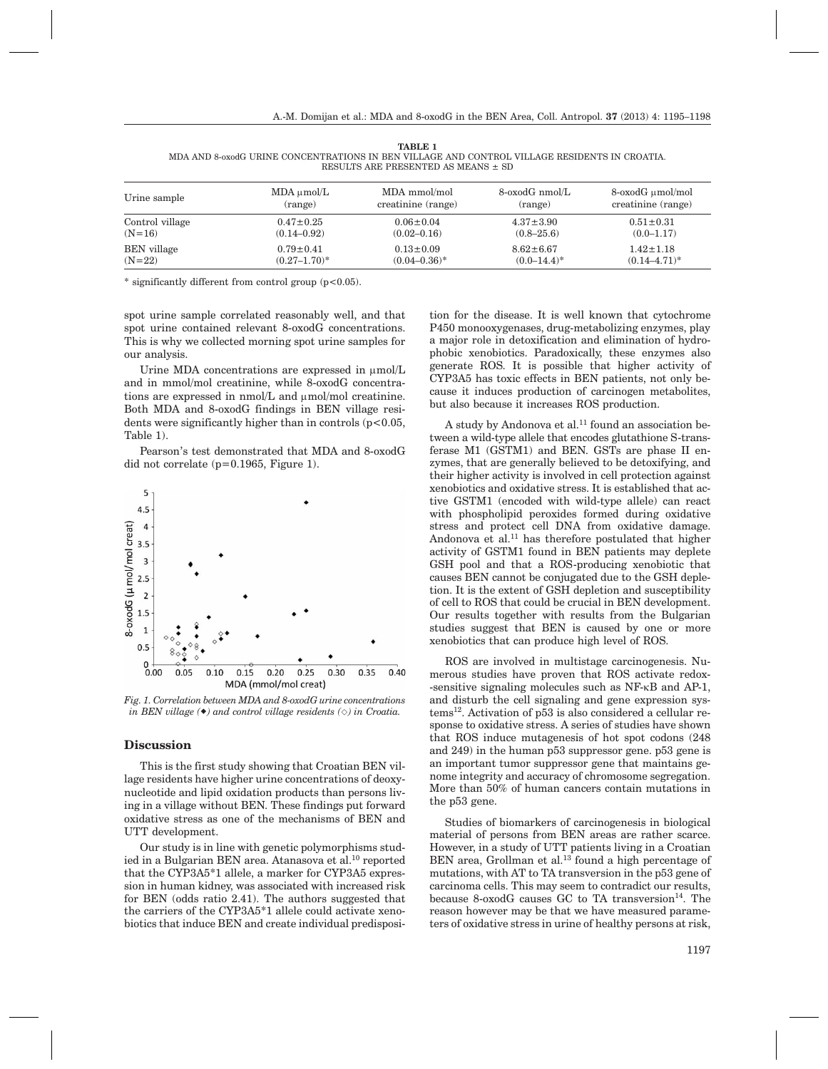**TABLE 1**
MDA AND 8-oxodG URINE CONCENTRATIONS IN BEN VILLAGE AND CONTROL VILLAGE RESIDENTS IN CROATIA. RESULTS ARE PRESENTED AS MEANS ± SD

| Urine sample | MDA µmol/L (range) | MDA mmol/mol creatinine (range) | 8-oxodG nmol/L (range) | 8-oxodG µmol/mol creatinine (range) |
|---|---|---|---|---|
| Control village (N=16) | 0.47±0.25 (0.14–0.92) | 0.06±0.04 (0.02–0.16) | 4.37±3.90 (0.8–25.6) | 0.51±0.31 (0.0–1.17) |
| BEN village (N=22) | 0.79±0.41 (0.27–1.70)* | 0.13±0.09 (0.04–0.36)* | 8.62±6.67 (0.0–14.4)* | 1.42±1.18 (0.14–4.71)* |

\* significantly different from control group ($p<0.05$).

spot urine sample correlated reasonably well, and that spot urine contained relevant 8-oxodG concentrations. This is why we collected morning spot urine samples for our analysis.

Urine MDA concentrations are expressed in µmol/L and in mmol/mol creatinine, while 8-oxodG concentrations are expressed in nmol/L and µmol/mol creatinine. Both MDA and 8-oxodG findings in BEN village residents were significantly higher than in controls ($p<0.05$, Table 1).

Pearson's test demonstrated that MDA and 8-oxodG did not correlate ($p=0.1965$, Figure 1).

*Fig. 1. Correlation between MDA and 8-oxodG urine concentrations in BEN village (◆) and control village residents (◇) in Croatia.*

## Discussion

This is the first study showing that Croatian BEN village residents have higher urine concentrations of deoxynucleotide and lipid oxidation products than persons living in a village without BEN. These findings put forward oxidative stress as one of the mechanisms of BEN and UTT development.

Our study is in line with genetic polymorphisms studied in a Bulgarian BEN area. Atanasova et al.[10] reported that the CYP3A5*1 allele, a marker for CYP3A5 expression in human kidney, was associated with increased risk for BEN (odds ratio 2.41). The authors suggested that the carriers of the CYP3A5*1 allele could activate xenobiotics that induce BEN and create individual predisposition for the disease. It is well known that cytochrome P450 monooxygenases, drug-metabolizing enzymes, play a major role in detoxification and elimination of hydrophobic xenobiotics. Paradoxically, these enzymes also generate ROS. It is possible that higher activity of CYP3A5 has toxic effects in BEN patients, not only because it induces production of carcinogen metabolites, but also because it increases ROS production.

A study by Andonova et al.[11] found an association between a wild-type allele that encodes glutathione S-transferase M1 (GSTM1) and BEN. GSTs are phase II enzymes, that are generally believed to be detoxifying, and their higher activity is involved in cell protection against xenobiotics and oxidative stress. It is established that active GSTM1 (encoded with wild-type allele) can react with phospholipid peroxides formed during oxidative stress and protect cell DNA from oxidative damage. Andonova et al.[11] has therefore postulated that higher activity of GSTM1 found in BEN patients may deplete GSH pool and that a ROS-producing xenobiotic that causes BEN cannot be conjugated due to the GSH depletion. It is the extent of GSH depletion and susceptibility of cell to ROS that could be crucial in BEN development. Our results together with results from the Bulgarian studies suggest that BEN is caused by one or more xenobiotics that can produce high level of ROS.

ROS are involved in multistage carcinogenesis. Numerous studies have proven that ROS activate redox-sensitive signaling molecules such as NF-κB and AP-1, and disturb the cell signaling and gene expression systems[12]. Activation of p53 is also considered a cellular response to oxidative stress. A series of studies have shown that ROS induce mutagenesis of hot spot codons (248 and 249) in the human p53 suppressor gene. p53 gene is an important tumor suppressor gene that maintains genome integrity and accuracy of chromosome segregation. More than 50% of human cancers contain mutations in the p53 gene.

Studies of biomarkers of carcinogenesis in biological material of persons from BEN areas are rather scarce. However, in a study of UTT patients living in a Croatian BEN area, Grollman et al.[13] found a high percentage of mutations, with AT to TA transversion in the p53 gene of carcinoma cells. This may seem to contradict our results, because 8-oxodG causes GC to TA transversion[14]. The reason however may be that we have measured parameters of oxidative stress in urine of healthy persons at risk,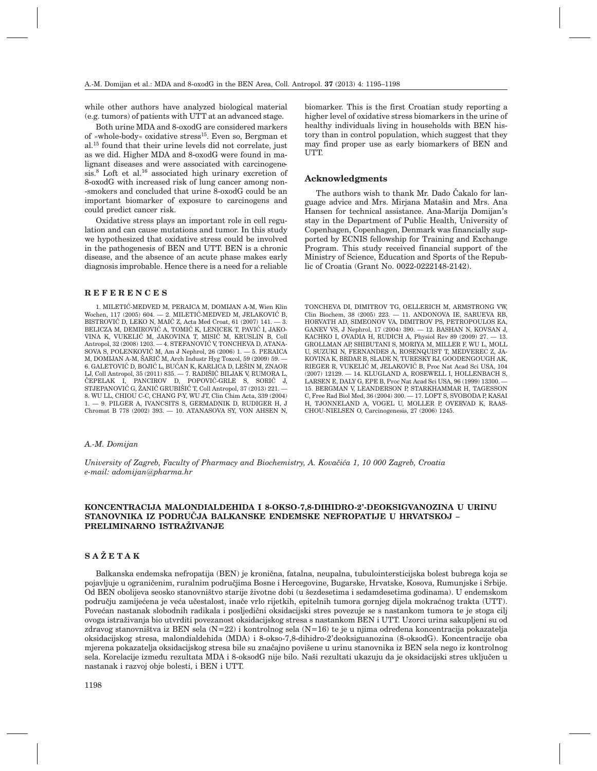while other authors have analyzed biological material (e.g. tumors) of patients with UTT at an advanced stage.

Both urine MDA and 8-oxodG are considered markers of »whole-body« oxidative stress[15]. Even so, Bergman et al.[15] found that their urine levels did not correlate, just as we did. Higher MDA and 8-oxodG were found in malignant diseases and were associated with carcinogenesis.[8] Loft et al.[16] associated high urinary excretion of 8-oxodG with increased risk of lung cancer among non-smokers and concluded that urine 8-oxodG could be an important biomarker of exposure to carcinogens and could predict cancer risk.

Oxidative stress plays an important role in cell regulation and can cause mutations and tumor. In this study we hypothesized that oxidative stress could be involved in the pathogenesis of BEN and UTT. BEN is a chronic disease, and the absence of an acute phase makes early diagnosis improbable. Hence there is a need for a reliable biomarker. This is the first Croatian study reporting a higher level of oxidative stress biomarkers in the urine of healthy individuals living in households with BEN history than in control population, which suggest that they may find proper use as early biomarkers of BEN and UTT.

## Acknowledgments

The authors wish to thank Mr. Dado Čakalo for language advice and Mrs. Mirjana Matašin and Mrs. Ana Hansen for technical assistance. Ana-Marija Domijan's stay in the Department of Public Health, University of Copenhagen, Copenhagen, Denmark was financially supported by ECNIS fellowship for Training and Exchange Program. This study received financial support of the Ministry of Science, Education and Sports of the Republic of Croatia (Grant No. 0022-0222148-2142).

## REFERENCES

1. MILETIĆ-MEDVED M, PERAICA M, DOMIJAN A-M, Wien Klin Wochen, 117 (2005) 604. — 2. MILETIĆ-MEDVED M, JELAKOVIĆ B, BISTROVIĆ D, LEKO N, MAIĆ Z, Acta Med Croat, 61 (2007) 141. — 3. BELICZA M, DEMIROVIĆ A, TOMIĆ K, LENICEK T, PAVIĆ I, JAKOVINA K, VUKELIĆ M, JAKOVINA T, MISIĆ M, KRUSLIN B, Coll Antropol, 32 (2008) 1203. — 4. STEFANOVIĆ V, TONCHEVA D, ATANASOVA S, POLENKOVIĆ M, Am J Nephrol, 26 (2006) 1. — 5. PERAICA M, DOMIJAN A-M, ŠARIĆ M, Arch Industr Hyg Toxcol, 59 (2009) 59. — 6. GALETOVIĆ D, BOJIĆ L, BUĆAN K, KARLICA D, LEŠIN M, ZNAOR LJ, Coll Antropol, 35 (2011) 835. — 7. RADIŠIĆ BILJAK V, RUMORA L, ČEPELAK I, PANCIROV D, POPOVIĆ-GRLE S, SORIĆ J, STJEPANOVIĆ G, ŽANIĆ GRUBIŠIĆ T, Coll Antropol, 37 (2013) 221. — 8. WU LL, CHIOU C-C, CHANG P-Y, WU JT, Clin Chim Acta, 339 (2004) 1. — 9. PILGER A, IVANCSITS S, GERMADNIK D, RUDIGER H, J Chromat B 778 (2002) 393. — 10. ATANASOVA SY, VON AHSEN N, TONCHEVA DI, DIMITROV TG, OELLERICH M, ARMSTRONG VW, Clin Biochem, 38 (2005) 223. — 11. ANDONOVA IE, SARUEVA RB, HORVATH AD, SIMEONOV VA, DIMITROV PS, PETROPOULOS EA, GANEV VS, J Nephrol, 17 (2004) 390. — 12. BASHAN N, KOVSAN J, KACHKO I, OVADIA H, RUDICH A, Physiol Rev 89 (2009) 27. — 13. GROLLMAN AP, SHIBUTANI S, MORIYA M, MILLER F, WU L, MOLL U, SUZUKI N, FERNANDES A, ROSENQUIST T, MEDVEREC Z, JAKOVINA K, BRDAR B, SLADE N, TURESKY RJ, GOODENGOUGH AK, RIEGER R, VUKELIĆ M, JELAKOVIĆ B, Proc Nat Acad Sci USA, 104 (2007) 12129. — 14. KLUGLAND A, ROSEWELL I, HOLLENBACH S, LARSEN E, DALY G, EPE B, Proc Nat Acad Sci USA, 96 (1999) 13300. — 15. BERGMAN V, LEANDERSON P, STARKHAMMAR H, TAGESSON C, Free Rad Biol Med, 36 (2004) 300. — 17. LOFT S, SVOBODA P, KASAI H, TJONNELAND A, VOGEL U, MOLLER P, OVERVAD K, RAASCHOU-NIELSEN O, Carcinogenesis, 27 (2006) 1245.

*A.-M. Domijan*

*University of Zagreb, Faculty of Pharmacy and Biochemistry, A. Kovačića 1, 10 000 Zagreb, Croatia*
*e-mail: adomijan@pharma.hr*

## KONCENTRACIJA MALONDIALDEHIDA I 8-OKSO-7,8-DIHIDRO-2'-DEOKSIGVANOZINA U URINU STANOVNIKA IZ PODRUČJA BALKANSKE ENDEMSKE NEFROPATIJE U HRVATSKOJ – PRELIMINARNO ISTRAŽIVANJE

## SAŽETAK

Balkanska endemska nefropatija (BEN) je kronična, fatalna, neupalna, tubulointersticijska bolest bubrega koja se pojavljuje u ograničenim, ruralnim područjima Bosne i Hercegovine, Bugarske, Hrvatske, Kosova, Rumunjske i Srbije. Od BEN obolijeva seosko stanovništvo starije životne dobi (u šezdesetima i sedamdesetima godinama). U endemskom području zamijećena je veća učestalost, inače vrlo rijetkih, epitelnih tumora gornjeg dijela mokraćnog trakta (UTT). Povećan nastanak slobodnih radikala i posljedični oksidacijski stres povezuje se s nastankom tumora te je stoga cilj ovoga istraživanja bio utvrditi povezanost oksidacijskog stresa s nastankom BEN i UTT. Uzorci urina sakupljeni su od zdravog stanovništva iz BEN sela (N=22) i kontrolnog sela (N=16) te je u njima određena koncentracija pokazatelja oksidacijskog stresa, malondialdehida (MDA) i 8-okso-7,8-dihidro-2'deoksigvanozina (8-oksodG). Koncentracije oba mjerena pokazatelja oksidacijskog stresa bile su značajno povišene u urinu stanovnika iz BEN sela nego iz kontrolnog sela. Korelacije između rezultata MDA i 8-oksodG nije bilo. Naši rezultati ukazuju da je oksidacijski stres uključen u nastanak i razvoj obje bolesti, i BEN i UTT.